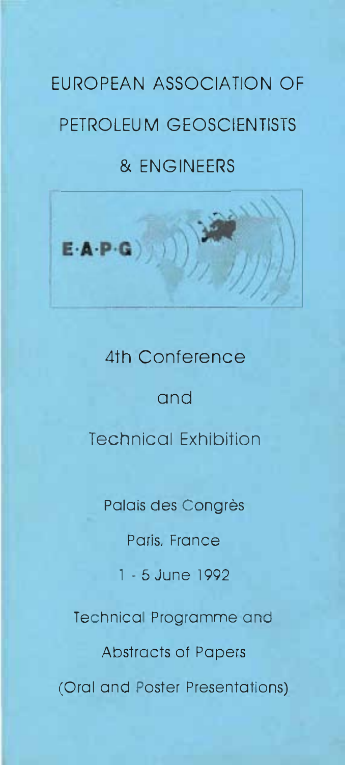# EUROPEAN ASSOCIATION OF PETROLEUM GEOSCIENTISTS & ENGINEERS

E·A·P·G

## 4th Conference and Technical Exhibition

Palais des Congrès

Paris, France

1 - 5 June 1992

Technical Programme and Abstracts of Papers (Oral and Poster Presentations)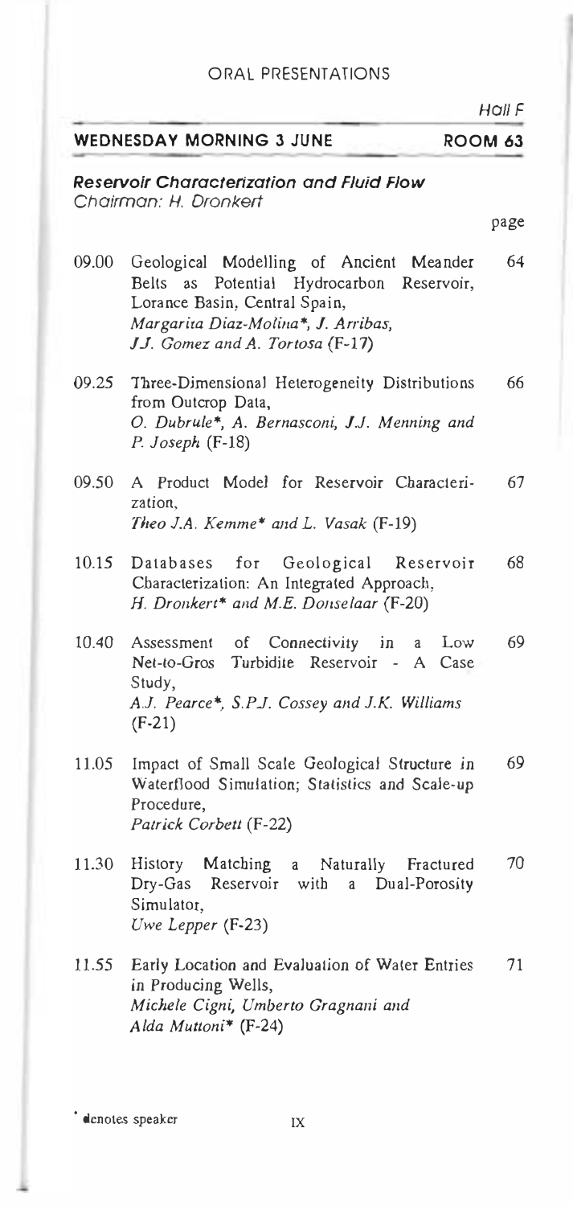ORAL PRESENTATIONS

Hall F

**WEDNESDAY MORNING 3 JUNE** **ROOM 63**

### *Reservoir Characterization and Fluid Flow*

Chairman: H. Dronkert

| | | page |
|---|---|---|
| 09.00 | Geological Modelling of Ancient Meander Belts as Potential Hydrocarbon Reservoir, Lorance Basin, Central Spain, *Margarita Diaz-Molina\*, J. Arribas, J.J. Gomez and A. Tortosa* (F-17) | 64 |
| 09.25 | Three-Dimensional Heterogeneity Distributions from Outcrop Data, *O. Dubrule\*, A. Bernasconi, J.J. Menning and P. Joseph* (F-18) | 66 |
| 09.50 | A Product Model for Reservoir Characterization, *Theo J.A. Kemme\* and L. Vasak* (F-19) | 67 |
| 10.15 | Databases for Geological Reservoir Characterization: An Integrated Approach, *H. Dronkert\* and M.E. Donselaar* (F-20) | 68 |
| 10.40 | Assessment of Connectivity in a Low Net-to-Gros Turbidite Reservoir - A Case Study, *A.J. Pearce\*, S.P.J. Cossey and J.K. Williams* (F-21) | 69 |
| 11.05 | Impact of Small Scale Geological Structure in Waterflood Simulation; Statistics and Scale-up Procedure, *Patrick Corbett* (F-22) | 69 |
| 11.30 | History Matching a Naturally Fractured Dry-Gas Reservoir with a Dual-Porosity Simulator, *Uwe Lepper* (F-23) | 70 |
| 11.55 | Early Location and Evaluation of Water Entries in Producing Wells, *Michele Cigni, Umberto Gragnani and Alda Muttoni\** (F-24) | 71 |

\* denotes speaker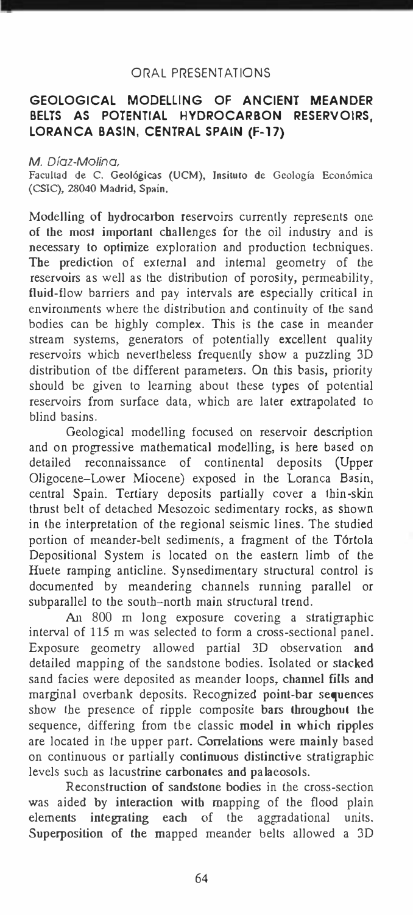ORAL PRESENTATIONS

## GEOLOGICAL MODELLING OF ANCIENT MEANDER BELTS AS POTENTIAL HYDROCARBON RESERVOIRS, LORANCA BASIN, CENTRAL SPAIN (F-17)

*M. Díaz-Molina,*
Facultad de C. Geológicas (UCM), Insituto de Geología Económica (CSIC), 28040 Madrid, Spain.

Modelling of hydrocarbon reservoirs currently represents one of the most important challenges for the oil industry and is necessary to optimize exploration and production techniques. The prediction of external and internal geometry of the reservoirs as well as the distribution of porosity, permeability, fluid-flow barriers and pay intervals are especially critical in environments where the distribution and continuity of the sand bodies can be highly complex. This is the case in meander stream systems, generators of potentially excellent quality reservoirs which nevertheless frequently show a puzzling 3D distribution of the different parameters. On this basis, priority should be given to learning about these types of potential reservoirs from surface data, which are later extrapolated to blind basins.

Geological modelling focused on reservoir description and on progressive mathematical modelling, is here based on detailed reconnaissance of continental deposits (Upper Oligocene–Lower Miocene) exposed in the Loranca Basin, central Spain. Tertiary deposits partially cover a thin-skin thrust belt of detached Mesozoic sedimentary rocks, as shown in the interpretation of the regional seismic lines. The studied portion of meander-belt sediments, a fragment of the Tórtola Depositional System is located on the eastern limb of the Huete ramping anticline. Synsedimentary structural control is documented by meandering channels running parallel or subparallel to the south–north main structural trend.

An 800 m long exposure covering a stratigraphic interval of 115 m was selected to form a cross-sectional panel. Exposure geometry allowed partial 3D observation and detailed mapping of the sandstone bodies. Isolated or stacked sand facies were deposited as meander loops, channel fills and marginal overbank deposits. Recognized point-bar sequences show the presence of ripple composite bars throughout the sequence, differing from the classic model in which ripples are located in the upper part. Correlations were mainly based on continuous or partially continuous distinctive stratigraphic levels such as lacustrine carbonates and palaeosols.

Reconstruction of sandstone bodies in the cross-section was aided by interaction with mapping of the flood plain elements integrating each of the aggradational units. Superposition of the mapped meander belts allowed a 3D